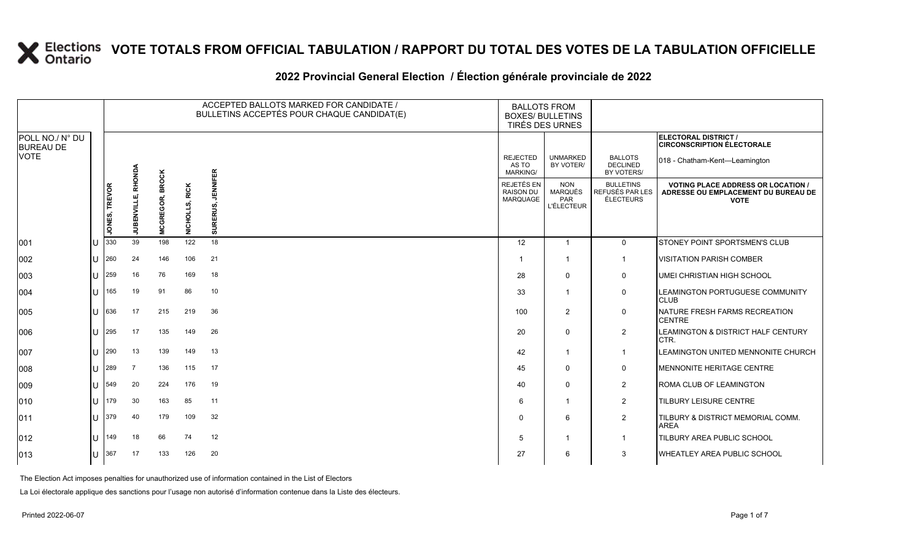# VOTE TOTALS FROM OFFICIAL TABULATION / RAPPORT DU TOTAL DES VOTES DE LA TABULATION OFFICIELLE

## 2022 Provincial General Election / Élection générale provinciale de 2022

**ELECTORAL DISTRICT / CIRCONSCRIPTION ÉLECTORALE:** 018 - Chatham-Kent—Leamington

| POLL NO./ N° DU BUREAU DE VOTE | | ACCEPTED BALLOTS MARKED FOR CANDIDATE / BULLETINS ACCEPTÉS POUR CHAQUE CANDIDAT(E) | | | | | BALLOTS FROM BOXES/ BULLETINS TIRÉS DES URNES | | | |
|---|---|---|---|---|---|---|---|---|---|---|
| | | JONES, TREVOR | JUBENVILLE, RHONDA | MCGREGOR, BROCK | NICHOLLS, RICK | SURERUS, JENNIFER | REJECTED AS TO MARKING/ REJETÉS EN RAISON DU MARQUAGE | UNMARKED BY VOTER/ NON MARQUÉS PAR L'ÉLECTEUR | BALLOTS DECLINED BY VOTERS/ BULLETINS REFUSÉS PAR LES ÉLECTEURS | VOTING PLACE ADDRESS OR LOCATION / ADRESSE OU EMPLACEMENT DU BUREAU DE VOTE |
| 001 | U | 330 | 39 | 198 | 122 | 18 | 12 | 1 | 0 | STONEY POINT SPORTSMEN'S CLUB |
| 002 | U | 260 | 24 | 146 | 106 | 21 | 1 | 1 | 1 | VISITATION PARISH COMBER |
| 003 | U | 259 | 16 | 76 | 169 | 18 | 28 | 0 | 0 | UMEI CHRISTIAN HIGH SCHOOL |
| 004 | U | 165 | 19 | 91 | 86 | 10 | 33 | 1 | 0 | LEAMINGTON PORTUGUESE COMMUNITY CLUB |
| 005 | U | 636 | 17 | 215 | 219 | 36 | 100 | 2 | 0 | NATURE FRESH FARMS RECREATION CENTRE |
| 006 | U | 295 | 17 | 135 | 149 | 26 | 20 | 0 | 2 | LEAMINGTON & DISTRICT HALF CENTURY CTR. |
| 007 | U | 290 | 13 | 139 | 149 | 13 | 42 | 1 | 1 | LEAMINGTON UNITED MENNONITE CHURCH |
| 008 | U | 289 | 7 | 136 | 115 | 17 | 45 | 0 | 0 | MENNONITE HERITAGE CENTRE |
| 009 | U | 549 | 20 | 224 | 176 | 19 | 40 | 0 | 2 | ROMA CLUB OF LEAMINGTON |
| 010 | U | 179 | 30 | 163 | 85 | 11 | 6 | 1 | 2 | TILBURY LEISURE CENTRE |
| 011 | U | 379 | 40 | 179 | 109 | 32 | 0 | 6 | 2 | TILBURY & DISTRICT MEMORIAL COMM. AREA |
| 012 | U | 149 | 18 | 66 | 74 | 12 | 5 | 1 | 1 | TILBURY AREA PUBLIC SCHOOL |
| 013 | U | 367 | 17 | 133 | 126 | 20 | 27 | 6 | 3 | WHEATLEY AREA PUBLIC SCHOOL |

The Election Act imposes penalties for unauthorized use of information contained in the List of Electors

La Loi électorale applique des sanctions pour l'usage non autorisé d'information contenue dans la Liste des électeurs.

Printed 2022-06-07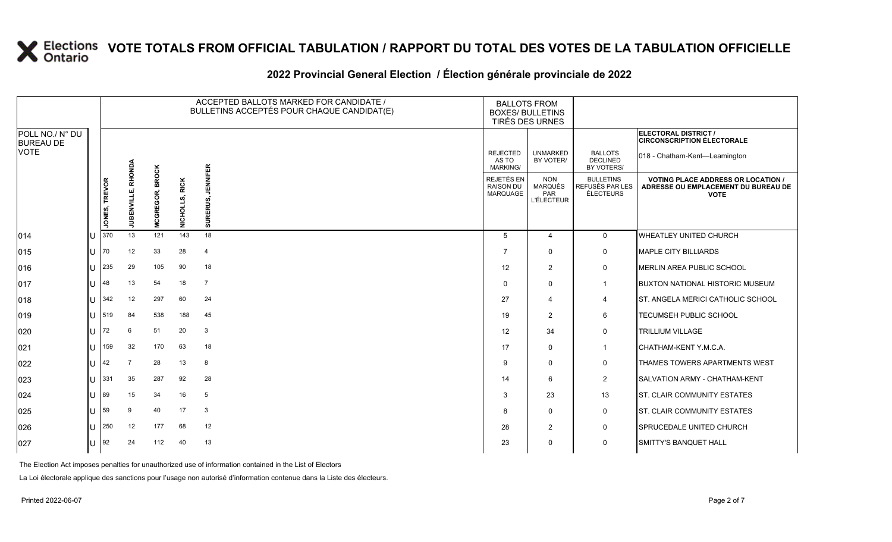# VOTE TOTALS FROM OFFICIAL TABULATION / RAPPORT DU TOTAL DES VOTES DE LA TABULATION OFFICIELLE

## 2022 Provincial General Election / Élection générale provinciale de 2022

| POLL NO./ N° DU BUREAU DE VOTE | | ACCEPTED BALLOTS MARKED FOR CANDIDATE / BULLETINS ACCEPTÉS POUR CHAQUE CANDIDAT(E) | | | | | BALLOTS FROM BOXES/ BULLETINS TIRÉS DES URNES | | | ELECTORAL DISTRICT / CIRCONSCRIPTION ÉLECTORALE 018 - Chatham-Kent—Leamington |
|---|---|---|---|---|---|---|---|---|---|---|
| | | JONES, TREVOR | JUBENVILLE, RHONDA | MCGREGOR, BROCK | NICHOLLS, RICK | SURERUS, JENNIFER | REJECTED AS TO MARKING/ REJETÉS EN RAISON DU MARQUAGE | UNMARKED BY VOTER/ NON MARQUÉS PAR L'ÉLECTEUR | BALLOTS DECLINED BY VOTERS/ BULLETINS REFUSÉS PAR LES ÉLECTEURS | VOTING PLACE ADDRESS OR LOCATION / ADRESSE OU EMPLACEMENT DU BUREAU DE VOTE |
| 014 | U | 370 | 13 | 121 | 143 | 18 | 5 | 4 | 0 | WHEATLEY UNITED CHURCH |
| 015 | U | 70 | 12 | 33 | 28 | 4 | 7 | 0 | 0 | MAPLE CITY BILLIARDS |
| 016 | U | 235 | 29 | 105 | 90 | 18 | 12 | 2 | 0 | MERLIN AREA PUBLIC SCHOOL |
| 017 | U | 48 | 13 | 54 | 18 | 7 | 0 | 0 | 1 | BUXTON NATIONAL HISTORIC MUSEUM |
| 018 | U | 342 | 12 | 297 | 60 | 24 | 27 | 4 | 4 | ST. ANGELA MERICI CATHOLIC SCHOOL |
| 019 | U | 519 | 84 | 538 | 188 | 45 | 19 | 2 | 6 | TECUMSEH PUBLIC SCHOOL |
| 020 | U | 72 | 6 | 51 | 20 | 3 | 12 | 34 | 0 | TRILLIUM VILLAGE |
| 021 | U | 159 | 32 | 170 | 63 | 18 | 17 | 0 | 1 | CHATHAM-KENT Y.M.C.A. |
| 022 | U | 42 | 7 | 28 | 13 | 8 | 9 | 0 | 0 | THAMES TOWERS APARTMENTS WEST |
| 023 | U | 331 | 35 | 287 | 92 | 28 | 14 | 6 | 2 | SALVATION ARMY - CHATHAM-KENT |
| 024 | U | 89 | 15 | 34 | 16 | 5 | 3 | 23 | 13 | ST. CLAIR COMMUNITY ESTATES |
| 025 | U | 59 | 9 | 40 | 17 | 3 | 8 | 0 | 0 | ST. CLAIR COMMUNITY ESTATES |
| 026 | U | 250 | 12 | 177 | 68 | 12 | 28 | 2 | 0 | SPRUCEDALE UNITED CHURCH |
| 027 | U | 92 | 24 | 112 | 40 | 13 | 23 | 0 | 0 | SMITTY'S BANQUET HALL |

The Election Act imposes penalties for unauthorized use of information contained in the List of Electors

La Loi électorale applique des sanctions pour l'usage non autorisé d'information contenue dans la Liste des électeurs.

Printed 2022-06-07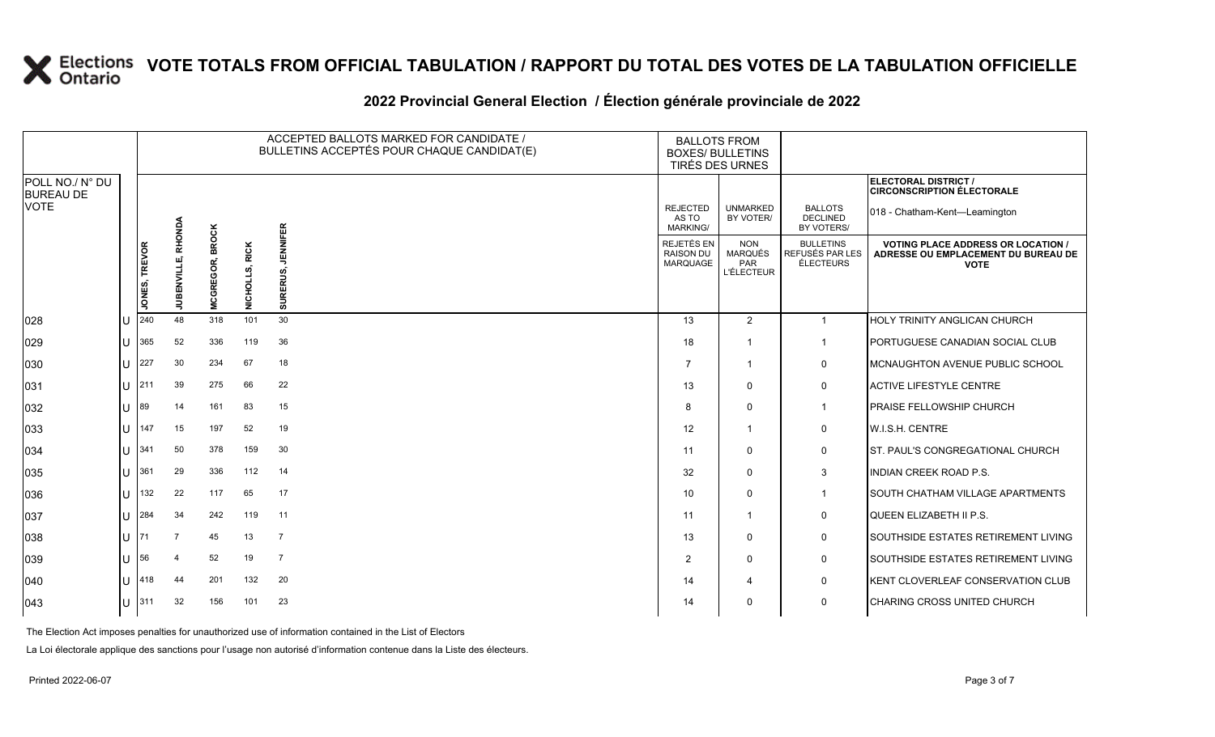# VOTE TOTALS FROM OFFICIAL TABULATION / RAPPORT DU TOTAL DES VOTES DE LA TABULATION OFFICIELLE

## 2022 Provincial General Election / Élection générale provinciale de 2022

ELECTORAL DISTRICT / CIRCONSCRIPTION ÉLECTORALE: 018 - Chatham-Kent—Leamington

| POLL NO./ N° DU BUREAU DE VOTE | | ACCEPTED BALLOTS MARKED FOR CANDIDATE / BULLETINS ACCEPTÉS POUR CHAQUE CANDIDAT(E) | | | | | BALLOTS FROM BOXES/ BULLETINS TIRÉS DES URNES | | | VOTING PLACE ADDRESS OR LOCATION / ADRESSE OU EMPLACEMENT DU BUREAU DE VOTE |
|---|---|---|---|---|---|---|---|---|---|---|
| | | JONES, TREVOR | JUBENVILLE, RHONDA | MCGREGOR, BROCK | NICHOLLS, RICK | SURERUS, JENNIFER | REJECTED AS TO MARKING/ REJETÉS EN RAISON DU MARQUAGE | UNMARKED BY VOTER/ NON MARQUÉS PAR L'ÉLECTEUR | BALLOTS DECLINED BY VOTERS/ BULLETINS REFUSÉS PAR LES ÉLECTEURS | |
| 028 | U | 240 | 48 | 318 | 101 | 30 | 13 | 2 | 1 | HOLY TRINITY ANGLICAN CHURCH |
| 029 | U | 365 | 52 | 336 | 119 | 36 | 18 | 1 | 1 | PORTUGUESE CANADIAN SOCIAL CLUB |
| 030 | U | 227 | 30 | 234 | 67 | 18 | 7 | 1 | 0 | MCNAUGHTON AVENUE PUBLIC SCHOOL |
| 031 | U | 211 | 39 | 275 | 66 | 22 | 13 | 0 | 0 | ACTIVE LIFESTYLE CENTRE |
| 032 | U | 89 | 14 | 161 | 83 | 15 | 8 | 0 | 1 | PRAISE FELLOWSHIP CHURCH |
| 033 | U | 147 | 15 | 197 | 52 | 19 | 12 | 1 | 0 | W.I.S.H. CENTRE |
| 034 | U | 341 | 50 | 378 | 159 | 30 | 11 | 0 | 0 | ST. PAUL'S CONGREGATIONAL CHURCH |
| 035 | U | 361 | 29 | 336 | 112 | 14 | 32 | 0 | 3 | INDIAN CREEK ROAD P.S. |
| 036 | U | 132 | 22 | 117 | 65 | 17 | 10 | 0 | 1 | SOUTH CHATHAM VILLAGE APARTMENTS |
| 037 | U | 284 | 34 | 242 | 119 | 11 | 11 | 1 | 0 | QUEEN ELIZABETH II P.S. |
| 038 | U | 71 | 7 | 45 | 13 | 7 | 13 | 0 | 0 | SOUTHSIDE ESTATES RETIREMENT LIVING |
| 039 | U | 56 | 4 | 52 | 19 | 7 | 2 | 0 | 0 | SOUTHSIDE ESTATES RETIREMENT LIVING |
| 040 | U | 418 | 44 | 201 | 132 | 20 | 14 | 4 | 0 | KENT CLOVERLEAF CONSERVATION CLUB |
| 043 | U | 311 | 32 | 156 | 101 | 23 | 14 | 0 | 0 | CHARING CROSS UNITED CHURCH |

The Election Act imposes penalties for unauthorized use of information contained in the List of Electors

La Loi électorale applique des sanctions pour l'usage non autorisé d'information contenue dans la Liste des électeurs.

Printed 2022-06-07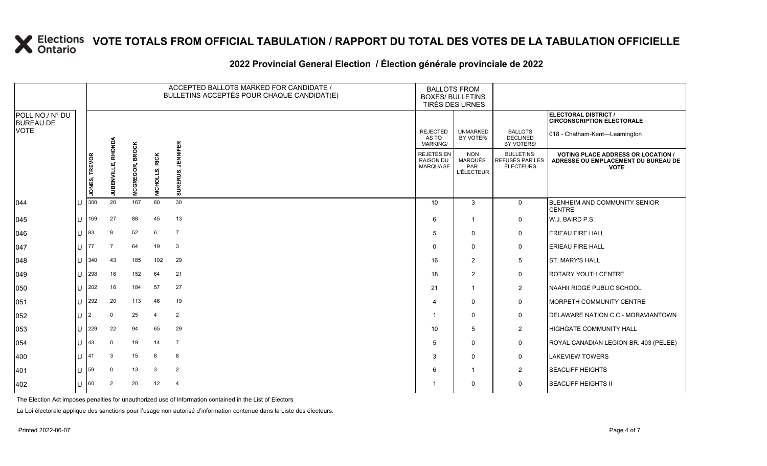# VOTE TOTALS FROM OFFICIAL TABULATION / RAPPORT DU TOTAL DES VOTES DE LA TABULATION OFFICIELLE

## 2022 Provincial General Election / Élection générale provinciale de 2022

| POLL NO./ N° DU BUREAU DE VOTE | | ACCEPTED BALLOTS MARKED FOR CANDIDATE / BULLETINS ACCEPTÉS POUR CHAQUE CANDIDAT(E) | | | | | BALLOTS FROM BOXES/ BULLETINS TIRÉS DES URNES | | | ELECTORAL DISTRICT / CIRCONSCRIPTION ÉLECTORALE 018 - Chatham-Kent—Leamington |
|---|---|---|---|---|---|---|---|---|---|---|
| | | JONES, TREVOR | JUBENVILLE, RHONDA | MCGREGOR, BROCK | NICHOLLS, RICK | SURERUS, JENNIFER | REJECTED AS TO MARKING/ REJETÉS EN RAISON DU MARQUAGE | UNMARKED BY VOTER/ NON MARQUÉS PAR L'ÉLECTEUR | BALLOTS DECLINED BY VOTERS/ BULLETINS REFUSÉS PAR LES ÉLECTEURS | VOTING PLACE ADDRESS OR LOCATION / ADRESSE OU EMPLACEMENT DU BUREAU DE VOTE |
| 044 | U | 300 | 20 | 167 | 80 | 30 | 10 | 3 | 0 | BLENHEIM AND COMMUNITY SENIOR CENTRE |
| 045 | U | 169 | 27 | 88 | 45 | 13 | 6 | 1 | 0 | W.J. BAIRD P.S. |
| 046 | U | 83 | 8 | 52 | 6 | 7 | 5 | 0 | 0 | ERIEAU FIRE HALL |
| 047 | U | 77 | 7 | 64 | 19 | 3 | 0 | 0 | 0 | ERIEAU FIRE HALL |
| 048 | U | 340 | 43 | 185 | 102 | 29 | 16 | 2 | 5 | ST. MARY'S HALL |
| 049 | U | 298 | 16 | 152 | 64 | 21 | 18 | 2 | 0 | ROTARY YOUTH CENTRE |
| 050 | U | 202 | 16 | 184 | 57 | 27 | 21 | 1 | 2 | NAAHII RIDGE PUBLIC SCHOOL |
| 051 | U | 292 | 20 | 113 | 46 | 19 | 4 | 0 | 0 | MORPETH COMMUNITY CENTRE |
| 052 | U | 2 | 0 | 25 | 4 | 2 | 1 | 0 | 0 | DELAWARE NATION C.C.- MORAVIANTOWN |
| 053 | U | 229 | 22 | 94 | 65 | 29 | 10 | 5 | 2 | HIGHGATE COMMUNITY HALL |
| 054 | U | 43 | 0 | 19 | 14 | 7 | 5 | 0 | 0 | ROYAL CANADIAN LEGION BR. 403 (PELEE) |
| 400 | U | 41 | 3 | 15 | 8 | 8 | 3 | 0 | 0 | LAKEVIEW TOWERS |
| 401 | U | 59 | 0 | 13 | 3 | 2 | 6 | 1 | 2 | SEACLIFF HEIGHTS |
| 402 | U | 60 | 2 | 20 | 12 | 4 | 1 | 0 | 0 | SEACLIFF HEIGHTS II |

The Election Act imposes penalties for unauthorized use of information contained in the List of Electors

La Loi électorale applique des sanctions pour l'usage non autorisé d'information contenue dans la Liste des électeurs.

Printed 2022-06-07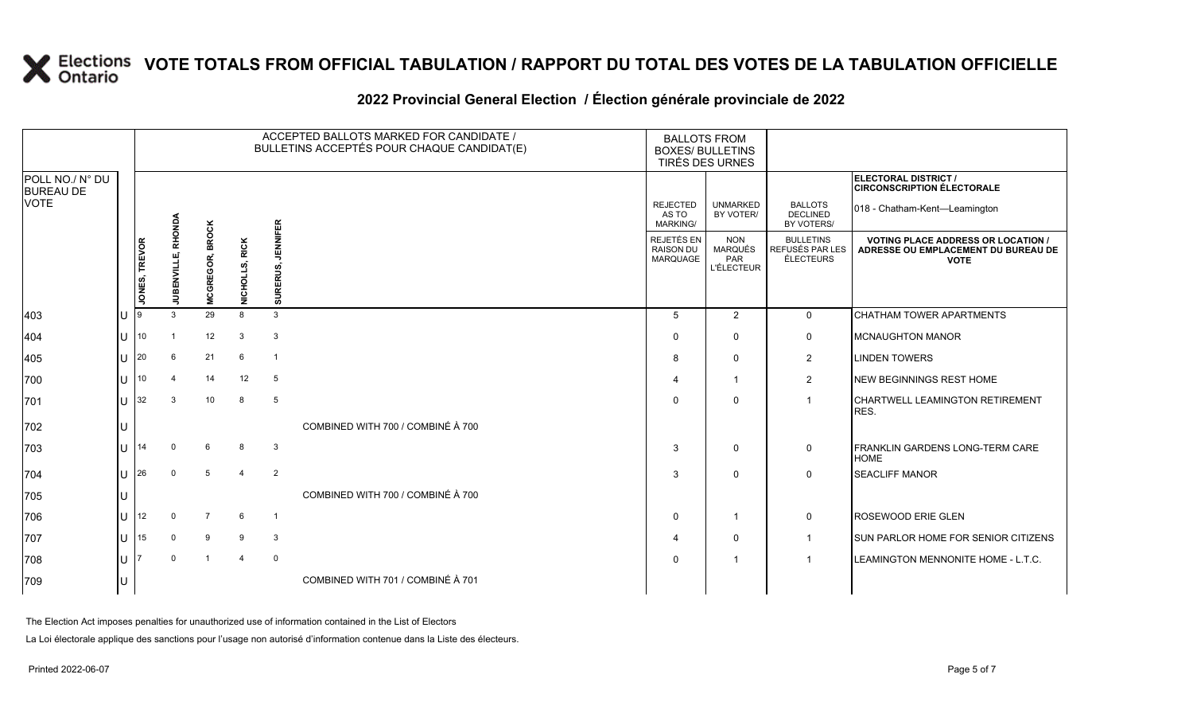# VOTE TOTALS FROM OFFICIAL TABULATION / RAPPORT DU TOTAL DES VOTES DE LA TABULATION OFFICIELLE

## 2022 Provincial General Election / Élection générale provinciale de 2022

ELECTORAL DISTRICT / CIRCONSCRIPTION ÉLECTORALE: 018 - Chatham-Kent—Leamington

| POLL NO./ N° DU BUREAU DE VOTE | | ACCEPTED BALLOTS MARKED FOR CANDIDATE / BULLETINS ACCEPTÉS POUR CHAQUE CANDIDAT(E) | | | | | | BALLOTS FROM BOXES/ BULLETINS TIRÉS DES URNES | | | VOTING PLACE ADDRESS OR LOCATION / ADRESSE OU EMPLACEMENT DU BUREAU DE VOTE |
|---|---|---|---|---|---|---|---|---|---|---|---|
| | | JONES, TREVOR | JUBENVILLE, RHONDA | MCGREGOR, BROCK | NICHOLLS, RICK | SURERUS, JENNIFER | | REJECTED AS TO MARKING/ REJETÉS EN RAISON DU MARQUAGE | UNMARKED BY VOTER/ NON MARQUÉS PAR L'ÉLECTEUR | BALLOTS DECLINED BY VOTERS/ BULLETINS REFUSÉS PAR LES ÉLECTEURS | |
| 403 | U | 9 | 3 | 29 | 8 | 3 | | 5 | 2 | 0 | CHATHAM TOWER APARTMENTS |
| 404 | U | 10 | 1 | 12 | 3 | 3 | | 0 | 0 | 0 | MCNAUGHTON MANOR |
| 405 | U | 20 | 6 | 21 | 6 | 1 | | 8 | 0 | 2 | LINDEN TOWERS |
| 700 | U | 10 | 4 | 14 | 12 | 5 | | 4 | 1 | 2 | NEW BEGINNINGS REST HOME |
| 701 | U | 32 | 3 | 10 | 8 | 5 | | 0 | 0 | 1 | CHARTWELL LEAMINGTON RETIREMENT RES. |
| 702 | U | | | | | | COMBINED WITH 700 / COMBINÉ À 700 | | | | |
| 703 | U | 14 | 0 | 6 | 8 | 3 | | 3 | 0 | 0 | FRANKLIN GARDENS LONG-TERM CARE HOME |
| 704 | U | 26 | 0 | 5 | 4 | 2 | | 3 | 0 | 0 | SEACLIFF MANOR |
| 705 | U | | | | | | COMBINED WITH 700 / COMBINÉ À 700 | | | | |
| 706 | U | 12 | 0 | 7 | 6 | 1 | | 0 | 1 | 0 | ROSEWOOD ERIE GLEN |
| 707 | U | 15 | 0 | 9 | 9 | 3 | | 4 | 0 | 1 | SUN PARLOR HOME FOR SENIOR CITIZENS |
| 708 | U | 7 | 0 | 1 | 4 | 0 | | 0 | 1 | 1 | LEAMINGTON MENNONITE HOME - L.T.C. |
| 709 | U | | | | | | COMBINED WITH 701 / COMBINÉ À 701 | | | | |

The Election Act imposes penalties for unauthorized use of information contained in the List of Electors

La Loi électorale applique des sanctions pour l'usage non autorisé d'information contenue dans la Liste des électeurs.

Printed 2022-06-07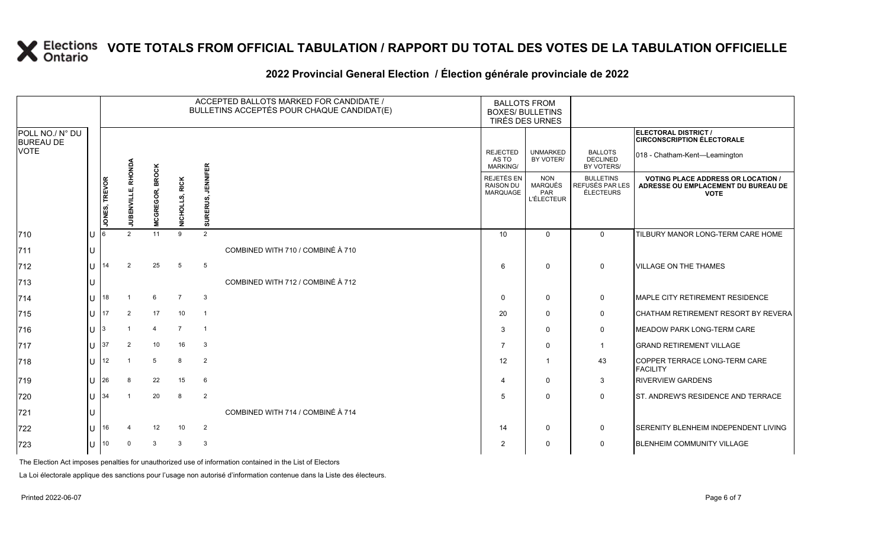# VOTE TOTALS FROM OFFICIAL TABULATION / RAPPORT DU TOTAL DES VOTES DE LA TABULATION OFFICIELLE

## 2022 Provincial General Election / Élection générale provinciale de 2022

| POLL NO./ N° DU BUREAU DE VOTE | | ACCEPTED BALLOTS MARKED FOR CANDIDATE / BULLETINS ACCEPTÉS POUR CHAQUE CANDIDAT(E) | | | | | | BALLOTS FROM BOXES/ BULLETINS TIRÉS DES URNES | | | ELECTORAL DISTRICT / CIRCONSCRIPTION ÉLECTORALE 018 - Chatham-Kent—Leamington |
|---|---|---|---|---|---|---|---|---|---|---|---|
| | | JONES, TREVOR | JUBENVILLE, RHONDA | MCGREGOR, BROCK | NICHOLLS, RICK | SURERUS, JENNIFER | | REJECTED AS TO MARKING/ REJETÉS EN RAISON DU MARQUAGE | UNMARKED BY VOTER/ NON MARQUÉS PAR L'ÉLECTEUR | BALLOTS DECLINED BY VOTERS/ BULLETINS REFUSÉS PAR LES ÉLECTEURS | VOTING PLACE ADDRESS OR LOCATION / ADRESSE OU EMPLACEMENT DU BUREAU DE VOTE |
| 710 | U | 6 | 2 | 11 | 9 | 2 | | 10 | 0 | 0 | TILBURY MANOR LONG-TERM CARE HOME |
| 711 | U | | | | | | COMBINED WITH 710 / COMBINÉ À 710 | | | | |
| 712 | U | 14 | 2 | 25 | 5 | 5 | | 6 | 0 | 0 | VILLAGE ON THE THAMES |
| 713 | U | | | | | | COMBINED WITH 712 / COMBINÉ À 712 | | | | |
| 714 | U | 18 | 1 | 6 | 7 | 3 | | 0 | 0 | 0 | MAPLE CITY RETIREMENT RESIDENCE |
| 715 | U | 17 | 2 | 17 | 10 | 1 | | 20 | 0 | 0 | CHATHAM RETIREMENT RESORT BY REVERA |
| 716 | U | 3 | 1 | 4 | 7 | 1 | | 3 | 0 | 0 | MEADOW PARK LONG-TERM CARE |
| 717 | U | 37 | 2 | 10 | 16 | 3 | | 7 | 0 | 1 | GRAND RETIREMENT VILLAGE |
| 718 | U | 12 | 1 | 5 | 8 | 2 | | 12 | 1 | 43 | COPPER TERRACE LONG-TERM CARE FACILITY |
| 719 | U | 26 | 8 | 22 | 15 | 6 | | 4 | 0 | 3 | RIVERVIEW GARDENS |
| 720 | U | 34 | 1 | 20 | 8 | 2 | | 5 | 0 | 0 | ST. ANDREW'S RESIDENCE AND TERRACE |
| 721 | U | | | | | | COMBINED WITH 714 / COMBINÉ À 714 | | | | |
| 722 | U | 16 | 4 | 12 | 10 | 2 | | 14 | 0 | 0 | SERENITY BLENHEIM INDEPENDENT LIVING |
| 723 | U | 10 | 0 | 3 | 3 | 3 | | 2 | 0 | 0 | BLENHEIM COMMUNITY VILLAGE |

The Election Act imposes penalties for unauthorized use of information contained in the List of Electors

La Loi électorale applique des sanctions pour l'usage non autorisé d'information contenue dans la Liste des électeurs.

Printed 2022-06-07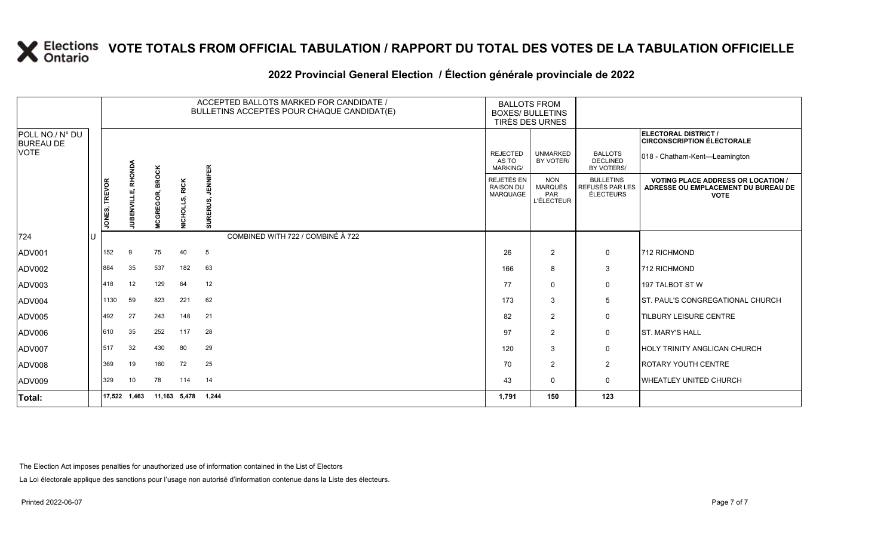# VOTE TOTALS FROM OFFICIAL TABULATION / RAPPORT DU TOTAL DES VOTES DE LA TABULATION OFFICIELLE

## 2022 Provincial General Election / Élection générale provinciale de 2022

ELECTORAL DISTRICT / CIRCONSCRIPTION ÉLECTORALE: 018 - Chatham-Kent—Leamington

| POLL NO./ N° DU BUREAU DE VOTE | | JONES, TREVOR | JUBENVILLE, RHONDA | MCGREGOR, BROCK | NICHOLLS, RICK | SURERUS, JENNIFER | REJECTED AS TO MARKING/ REJETÉS EN RAISON DU MARQUAGE | UNMARKED BY VOTER/ NON MARQUÉS PAR L'ÉLECTEUR | BALLOTS DECLINED BY VOTERS/ BULLETINS REFUSÉS PAR LES ÉLECTEURS | VOTING PLACE ADDRESS OR LOCATION / ADRESSE OU EMPLACEMENT DU BUREAU DE VOTE |
|---|---|---|---|---|---|---|---|---|---|---|
| 724 | U | COMBINED WITH 722 / COMBINÉ À 722 | | | | | | | | |
| ADV001 | | 152 | 9 | 75 | 40 | 5 | 26 | 2 | 0 | 712 RICHMOND |
| ADV002 | | 884 | 35 | 537 | 182 | 63 | 166 | 8 | 3 | 712 RICHMOND |
| ADV003 | | 418 | 12 | 129 | 64 | 12 | 77 | 0 | 0 | 197 TALBOT ST W |
| ADV004 | | 1130 | 59 | 823 | 221 | 62 | 173 | 3 | 5 | ST. PAUL'S CONGREGATIONAL CHURCH |
| ADV005 | | 492 | 27 | 243 | 148 | 21 | 82 | 2 | 0 | TILBURY LEISURE CENTRE |
| ADV006 | | 610 | 35 | 252 | 117 | 28 | 97 | 2 | 0 | ST. MARY'S HALL |
| ADV007 | | 517 | 32 | 430 | 80 | 29 | 120 | 3 | 0 | HOLY TRINITY ANGLICAN CHURCH |
| ADV008 | | 369 | 19 | 160 | 72 | 25 | 70 | 2 | 2 | ROTARY YOUTH CENTRE |
| ADV009 | | 329 | 10 | 78 | 114 | 14 | 43 | 0 | 0 | WHEATLEY UNITED CHURCH |
| **Total:** | | 17,522 | 1,463 | 11,163 | 5,478 | 1,244 | 1,791 | 150 | 123 | |

The Election Act imposes penalties for unauthorized use of information contained in the List of Electors

La Loi électorale applique des sanctions pour l'usage non autorisé d'information contenue dans la Liste des électeurs.

Printed 2022-06-07